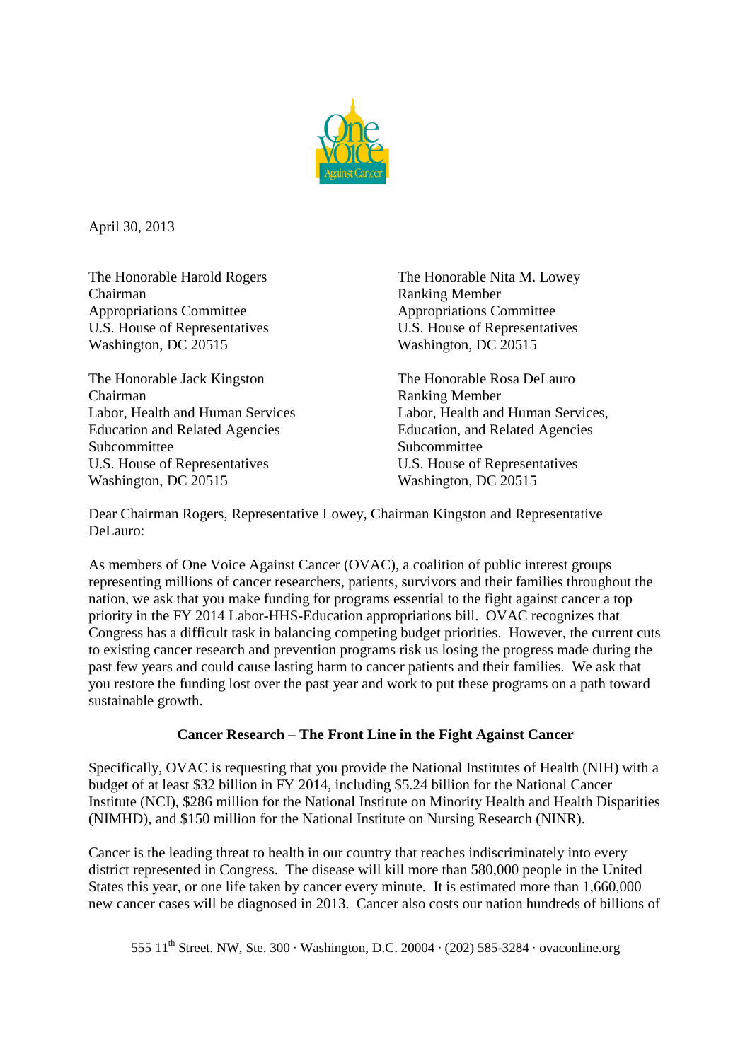April 30, 2013

The Honorable Harold Rogers
Chairman
Appropriations Committee
U.S. House of Representatives
Washington, DC 20515

The Honorable Nita M. Lowey
Ranking Member
Appropriations Committee
U.S. House of Representatives
Washington, DC 20515

The Honorable Jack Kingston
Chairman
Labor, Health and Human Services
Education and Related Agencies
Subcommittee
U.S. House of Representatives
Washington, DC 20515

The Honorable Rosa DeLauro
Ranking Member
Labor, Health and Human Services,
Education, and Related Agencies
Subcommittee
U.S. House of Representatives
Washington, DC 20515

Dear Chairman Rogers, Representative Lowey, Chairman Kingston and Representative DeLauro:

As members of One Voice Against Cancer (OVAC), a coalition of public interest groups representing millions of cancer researchers, patients, survivors and their families throughout the nation, we ask that you make funding for programs essential to the fight against cancer a top priority in the FY 2014 Labor-HHS-Education appropriations bill. OVAC recognizes that Congress has a difficult task in balancing competing budget priorities. However, the current cuts to existing cancer research and prevention programs risk us losing the progress made during the past few years and could cause lasting harm to cancer patients and their families. We ask that you restore the funding lost over the past year and work to put these programs on a path toward sustainable growth.

**Cancer Research – The Front Line in the Fight Against Cancer**

Specifically, OVAC is requesting that you provide the National Institutes of Health (NIH) with a budget of at least $32 billion in FY 2014, including $5.24 billion for the National Cancer Institute (NCI), $286 million for the National Institute on Minority Health and Health Disparities (NIMHD), and $150 million for the National Institute on Nursing Research (NINR).

Cancer is the leading threat to health in our country that reaches indiscriminately into every district represented in Congress. The disease will kill more than 580,000 people in the United States this year, or one life taken by cancer every minute. It is estimated more than 1,660,000 new cancer cases will be diagnosed in 2013. Cancer also costs our nation hundreds of billions of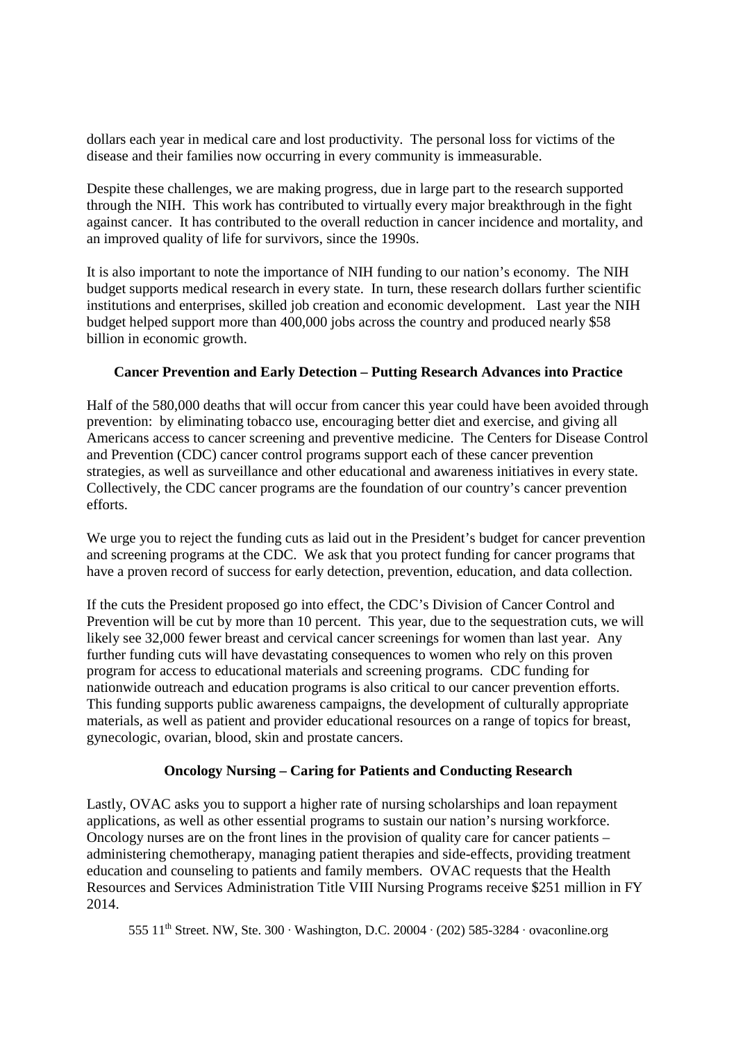dollars each year in medical care and lost productivity. The personal loss for victims of the disease and their families now occurring in every community is immeasurable.

Despite these challenges, we are making progress, due in large part to the research supported through the NIH. This work has contributed to virtually every major breakthrough in the fight against cancer. It has contributed to the overall reduction in cancer incidence and mortality, and an improved quality of life for survivors, since the 1990s.

It is also important to note the importance of NIH funding to our nation's economy. The NIH budget supports medical research in every state. In turn, these research dollars further scientific institutions and enterprises, skilled job creation and economic development. Last year the NIH budget helped support more than 400,000 jobs across the country and produced nearly $58 billion in economic growth.

**Cancer Prevention and Early Detection – Putting Research Advances into Practice**

Half of the 580,000 deaths that will occur from cancer this year could have been avoided through prevention: by eliminating tobacco use, encouraging better diet and exercise, and giving all Americans access to cancer screening and preventive medicine. The Centers for Disease Control and Prevention (CDC) cancer control programs support each of these cancer prevention strategies, as well as surveillance and other educational and awareness initiatives in every state. Collectively, the CDC cancer programs are the foundation of our country's cancer prevention efforts.

We urge you to reject the funding cuts as laid out in the President's budget for cancer prevention and screening programs at the CDC. We ask that you protect funding for cancer programs that have a proven record of success for early detection, prevention, education, and data collection.

If the cuts the President proposed go into effect, the CDC's Division of Cancer Control and Prevention will be cut by more than 10 percent. This year, due to the sequestration cuts, we will likely see 32,000 fewer breast and cervical cancer screenings for women than last year. Any further funding cuts will have devastating consequences to women who rely on this proven program for access to educational materials and screening programs. CDC funding for nationwide outreach and education programs is also critical to our cancer prevention efforts. This funding supports public awareness campaigns, the development of culturally appropriate materials, as well as patient and provider educational resources on a range of topics for breast, gynecologic, ovarian, blood, skin and prostate cancers.

**Oncology Nursing – Caring for Patients and Conducting Research**

Lastly, OVAC asks you to support a higher rate of nursing scholarships and loan repayment applications, as well as other essential programs to sustain our nation's nursing workforce. Oncology nurses are on the front lines in the provision of quality care for cancer patients – administering chemotherapy, managing patient therapies and side-effects, providing treatment education and counseling to patients and family members. OVAC requests that the Health Resources and Services Administration Title VIII Nursing Programs receive $251 million in FY 2014.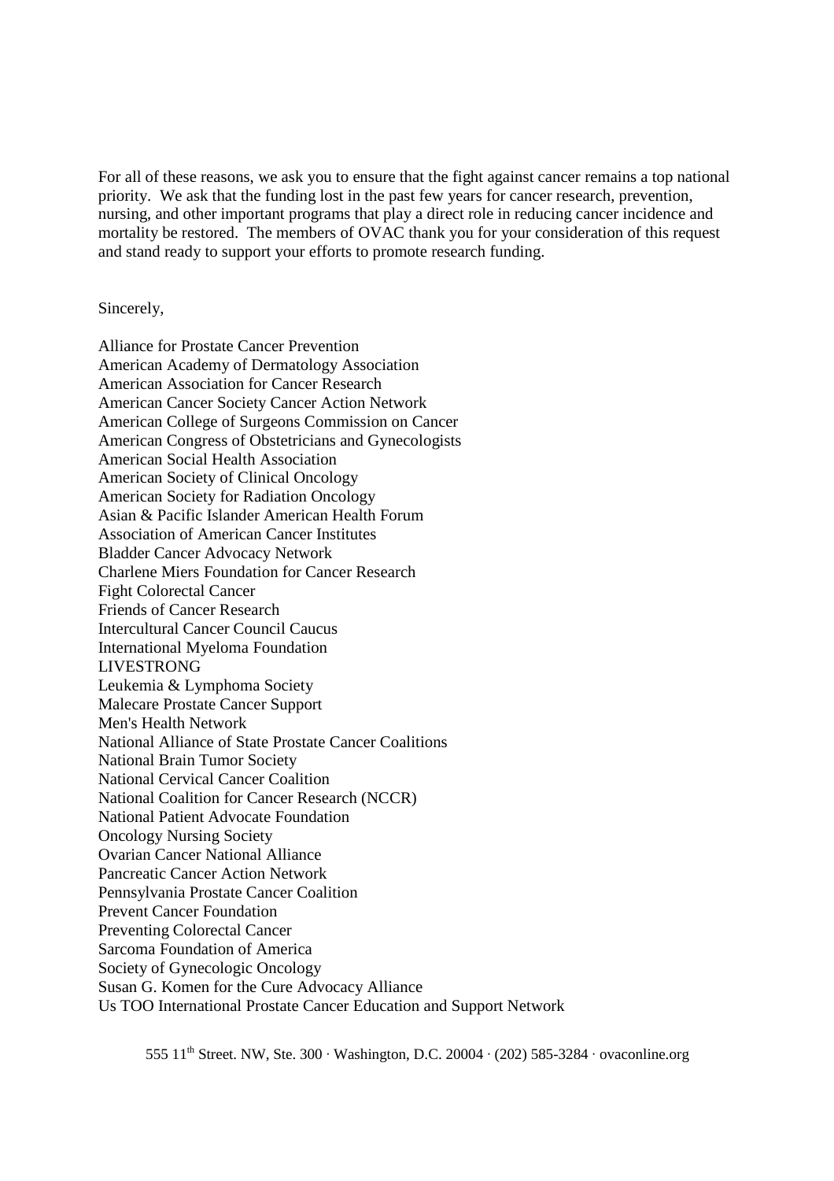For all of these reasons, we ask you to ensure that the fight against cancer remains a top national priority. We ask that the funding lost in the past few years for cancer research, prevention, nursing, and other important programs that play a direct role in reducing cancer incidence and mortality be restored. The members of OVAC thank you for your consideration of this request and stand ready to support your efforts to promote research funding.

Sincerely,

Alliance for Prostate Cancer Prevention
American Academy of Dermatology Association
American Association for Cancer Research
American Cancer Society Cancer Action Network
American College of Surgeons Commission on Cancer
American Congress of Obstetricians and Gynecologists
American Social Health Association
American Society of Clinical Oncology
American Society for Radiation Oncology
Asian & Pacific Islander American Health Forum
Association of American Cancer Institutes
Bladder Cancer Advocacy Network
Charlene Miers Foundation for Cancer Research
Fight Colorectal Cancer
Friends of Cancer Research
Intercultural Cancer Council Caucus
International Myeloma Foundation
LIVESTRONG
Leukemia & Lymphoma Society
Malecare Prostate Cancer Support
Men's Health Network
National Alliance of State Prostate Cancer Coalitions
National Brain Tumor Society
National Cervical Cancer Coalition
National Coalition for Cancer Research (NCCR)
National Patient Advocate Foundation
Oncology Nursing Society
Ovarian Cancer National Alliance
Pancreatic Cancer Action Network
Pennsylvania Prostate Cancer Coalition
Prevent Cancer Foundation
Preventing Colorectal Cancer
Sarcoma Foundation of America
Society of Gynecologic Oncology
Susan G. Komen for the Cure Advocacy Alliance
Us TOO International Prostate Cancer Education and Support Network

555 11th Street. NW, Ste. 300 · Washington, D.C. 20004 · (202) 585-3284 · ovaconline.org